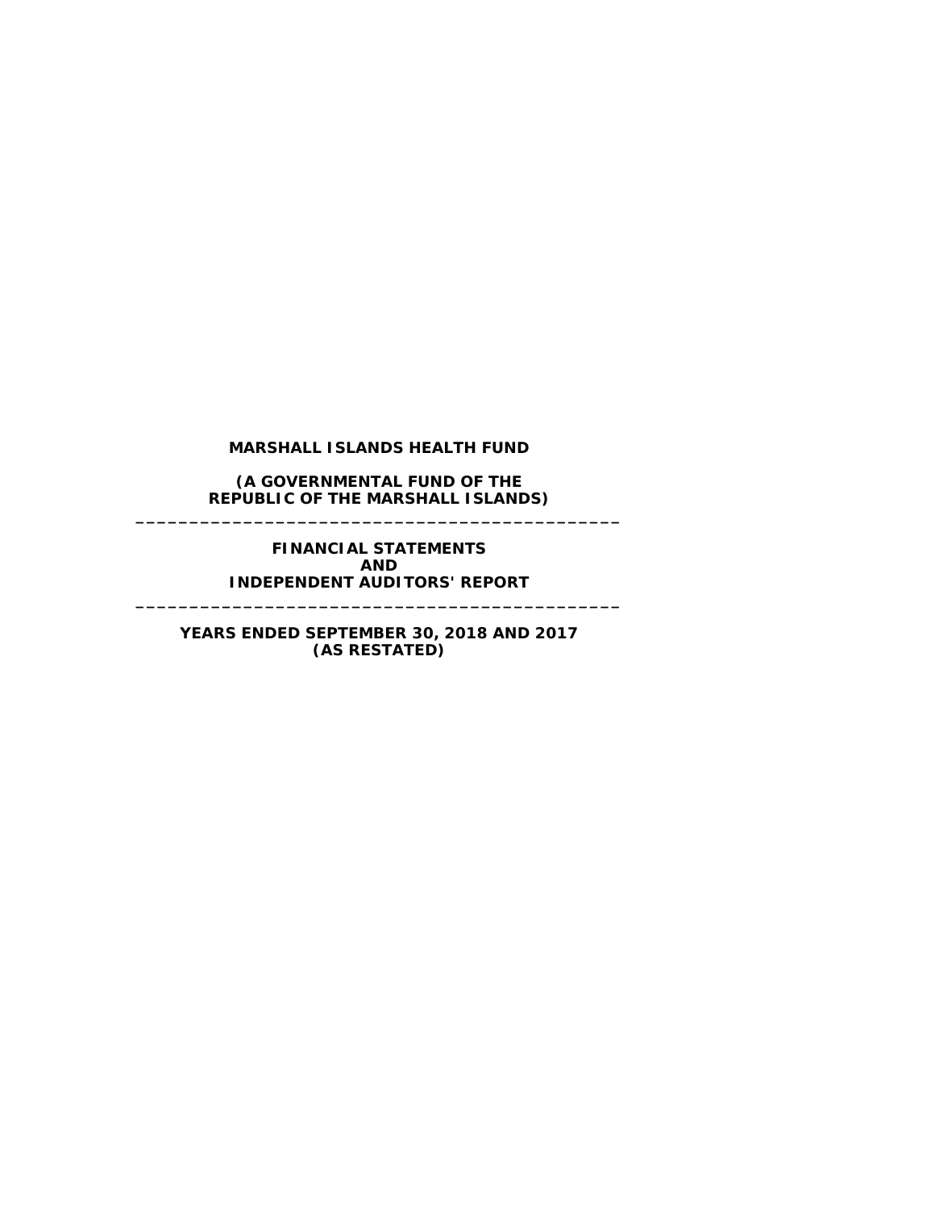# MARSHALL ISLANDS HEALTH FUND

**(A GOVERNMENTAL FUND OF THE REPUBLIC OF THE MARSHALL ISLANDS)**

---

**FINANCIAL STATEMENTS**
**AND**
**INDEPENDENT AUDITORS' REPORT**

---

**YEARS ENDED SEPTEMBER 30, 2018 AND 2017**
**(AS RESTATED)**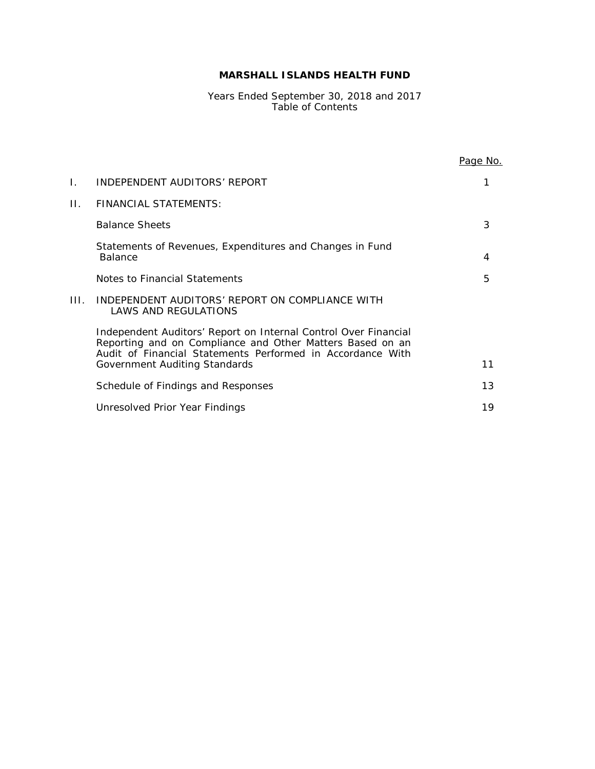# MARSHALL ISLANDS HEALTH FUND

Years Ended September 30, 2018 and 2017
Table of Contents

| | | Page No. |
|---|---|---|
| I. | INDEPENDENT AUDITORS' REPORT | 1 |
| II. | FINANCIAL STATEMENTS: | |
| | Balance Sheets | 3 |
| | Statements of Revenues, Expenditures and Changes in Fund Balance | 4 |
| | Notes to Financial Statements | 5 |
| III. | INDEPENDENT AUDITORS' REPORT ON COMPLIANCE WITH LAWS AND REGULATIONS | |
| | Independent Auditors' Report on Internal Control Over Financial Reporting and on Compliance and Other Matters Based on an Audit of Financial Statements Performed in Accordance With Government Auditing Standards | 11 |
| | Schedule of Findings and Responses | 13 |
| | Unresolved Prior Year Findings | 19 |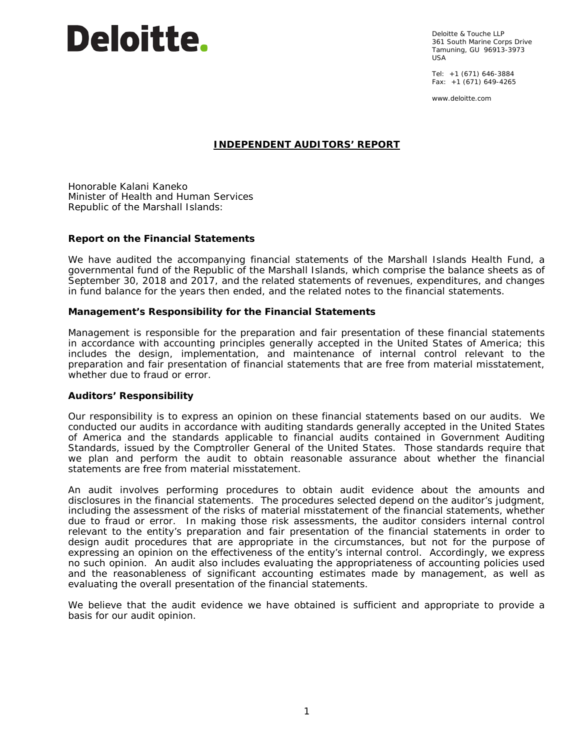Deloitte.

Deloitte & Touche LLP
361 South Marine Corps Drive
Tamuning, GU 96913-3973
USA

Tel: +1 (671) 646-3884
Fax: +1 (671) 649-4265

www.deloitte.com

# INDEPENDENT AUDITORS' REPORT

Honorable Kalani Kaneko
Minister of Health and Human Services
Republic of the Marshall Islands:

## Report on the Financial Statements

We have audited the accompanying financial statements of the Marshall Islands Health Fund, a governmental fund of the Republic of the Marshall Islands, which comprise the balance sheets as of September 30, 2018 and 2017, and the related statements of revenues, expenditures, and changes in fund balance for the years then ended, and the related notes to the financial statements.

## Management's Responsibility for the Financial Statements

Management is responsible for the preparation and fair presentation of these financial statements in accordance with accounting principles generally accepted in the United States of America; this includes the design, implementation, and maintenance of internal control relevant to the preparation and fair presentation of financial statements that are free from material misstatement, whether due to fraud or error.

## Auditors' Responsibility

Our responsibility is to express an opinion on these financial statements based on our audits. We conducted our audits in accordance with auditing standards generally accepted in the United States of America and the standards applicable to financial audits contained in Government Auditing Standards, issued by the Comptroller General of the United States. Those standards require that we plan and perform the audit to obtain reasonable assurance about whether the financial statements are free from material misstatement.

An audit involves performing procedures to obtain audit evidence about the amounts and disclosures in the financial statements. The procedures selected depend on the auditor's judgment, including the assessment of the risks of material misstatement of the financial statements, whether due to fraud or error. In making those risk assessments, the auditor considers internal control relevant to the entity's preparation and fair presentation of the financial statements in order to design audit procedures that are appropriate in the circumstances, but not for the purpose of expressing an opinion on the effectiveness of the entity's internal control. Accordingly, we express no such opinion. An audit also includes evaluating the appropriateness of accounting policies used and the reasonableness of significant accounting estimates made by management, as well as evaluating the overall presentation of the financial statements.

We believe that the audit evidence we have obtained is sufficient and appropriate to provide a basis for our audit opinion.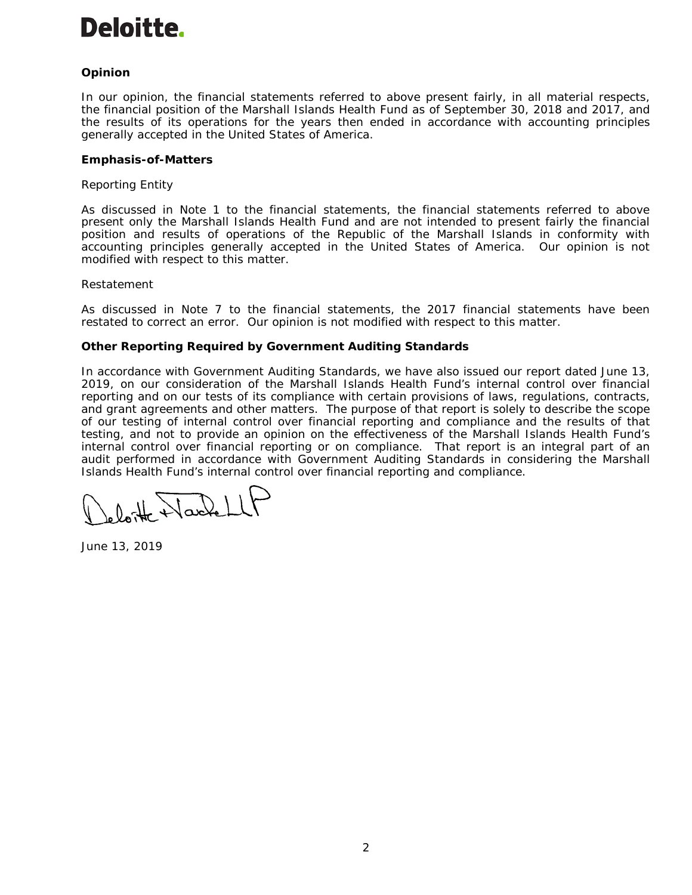**Deloitte.**

**Opinion**

In our opinion, the financial statements referred to above present fairly, in all material respects, the financial position of the Marshall Islands Health Fund as of September 30, 2018 and 2017, and the results of its operations for the years then ended in accordance with accounting principles generally accepted in the United States of America.

**Emphasis-of-Matters**

Reporting Entity

As discussed in Note 1 to the financial statements, the financial statements referred to above present only the Marshall Islands Health Fund and are not intended to present fairly the financial position and results of operations of the Republic of the Marshall Islands in conformity with accounting principles generally accepted in the United States of America. Our opinion is not modified with respect to this matter.

Restatement

As discussed in Note 7 to the financial statements, the 2017 financial statements have been restated to correct an error. Our opinion is not modified with respect to this matter.

**Other Reporting Required by Government Auditing Standards**

In accordance with Government Auditing Standards, we have also issued our report dated June 13, 2019, on our consideration of the Marshall Islands Health Fund's internal control over financial reporting and on our tests of its compliance with certain provisions of laws, regulations, contracts, and grant agreements and other matters. The purpose of that report is solely to describe the scope of our testing of internal control over financial reporting and compliance and the results of that testing, and not to provide an opinion on the effectiveness of the Marshall Islands Health Fund's internal control over financial reporting or on compliance. That report is an integral part of an audit performed in accordance with Government Auditing Standards in considering the Marshall Islands Health Fund's internal control over financial reporting and compliance.

Deloitte & Touche LLP

June 13, 2019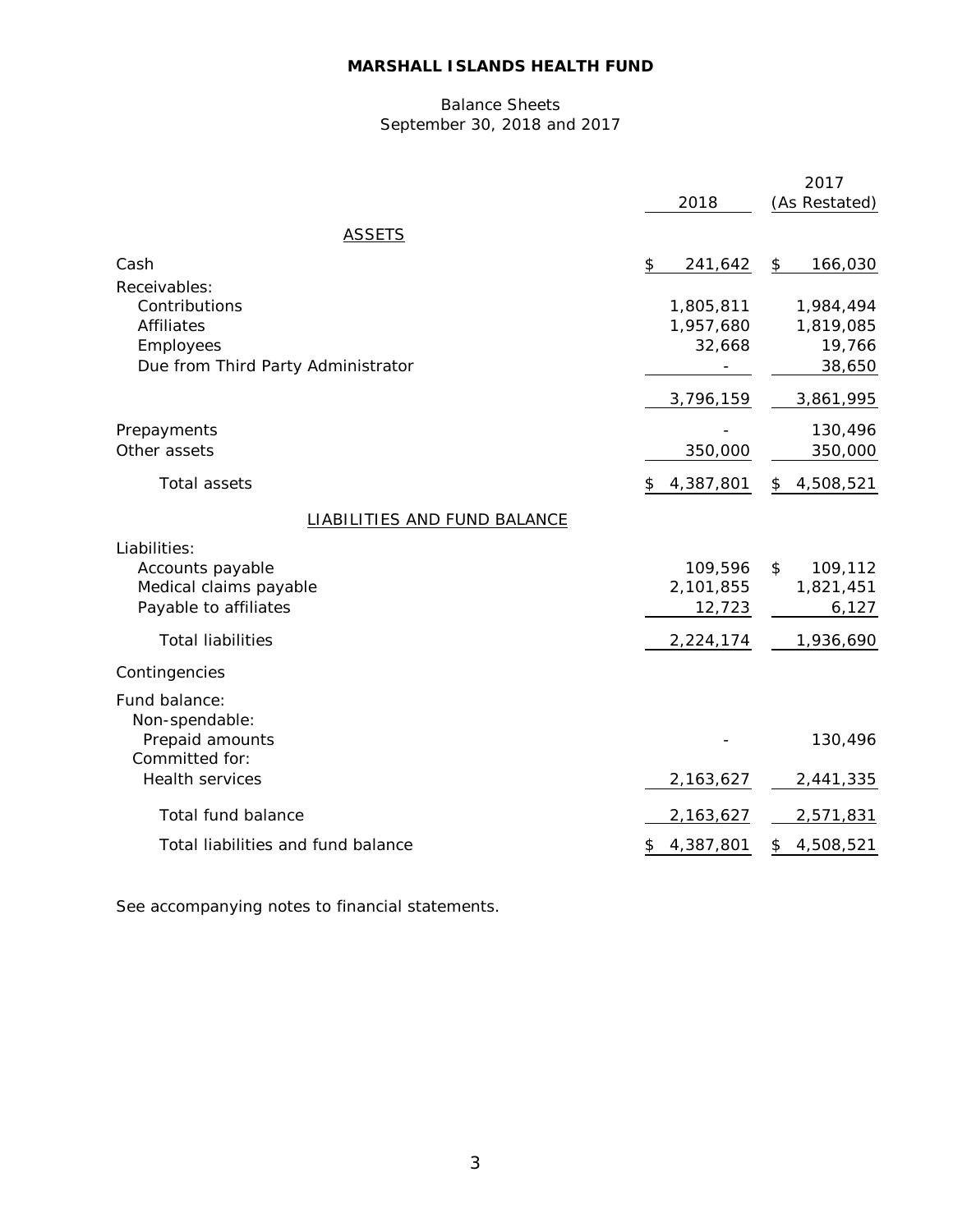**MARSHALL ISLANDS HEALTH FUND**

Balance Sheets
September 30, 2018 and 2017

| | 2018 | 2017 (As Restated) |
|---|---|---|
| ASSETS | | |
| Cash | $ 241,642 | $ 166,030 |
| Receivables: | | |
| Contributions | 1,805,811 | 1,984,494 |
| Affiliates | 1,957,680 | 1,819,085 |
| Employees | 32,668 | 19,766 |
| Due from Third Party Administrator | - | 38,650 |
| | 3,796,159 | 3,861,995 |
| Prepayments | - | 130,496 |
| Other assets | 350,000 | 350,000 |
| Total assets | $ 4,387,801 | $ 4,508,521 |
| LIABILITIES AND FUND BALANCE | | |
| Liabilities: | | |
| Accounts payable | 109,596 | $ 109,112 |
| Medical claims payable | 2,101,855 | 1,821,451 |
| Payable to affiliates | 12,723 | 6,127 |
| Total liabilities | 2,224,174 | 1,936,690 |
| Contingencies | | |
| Fund balance: | | |
| Non-spendable: | | |
| Prepaid amounts | - | 130,496 |
| Committed for: | | |
| Health services | 2,163,627 | 2,441,335 |
| Total fund balance | 2,163,627 | 2,571,831 |
| Total liabilities and fund balance | $ 4,387,801 | $ 4,508,521 |

See accompanying notes to financial statements.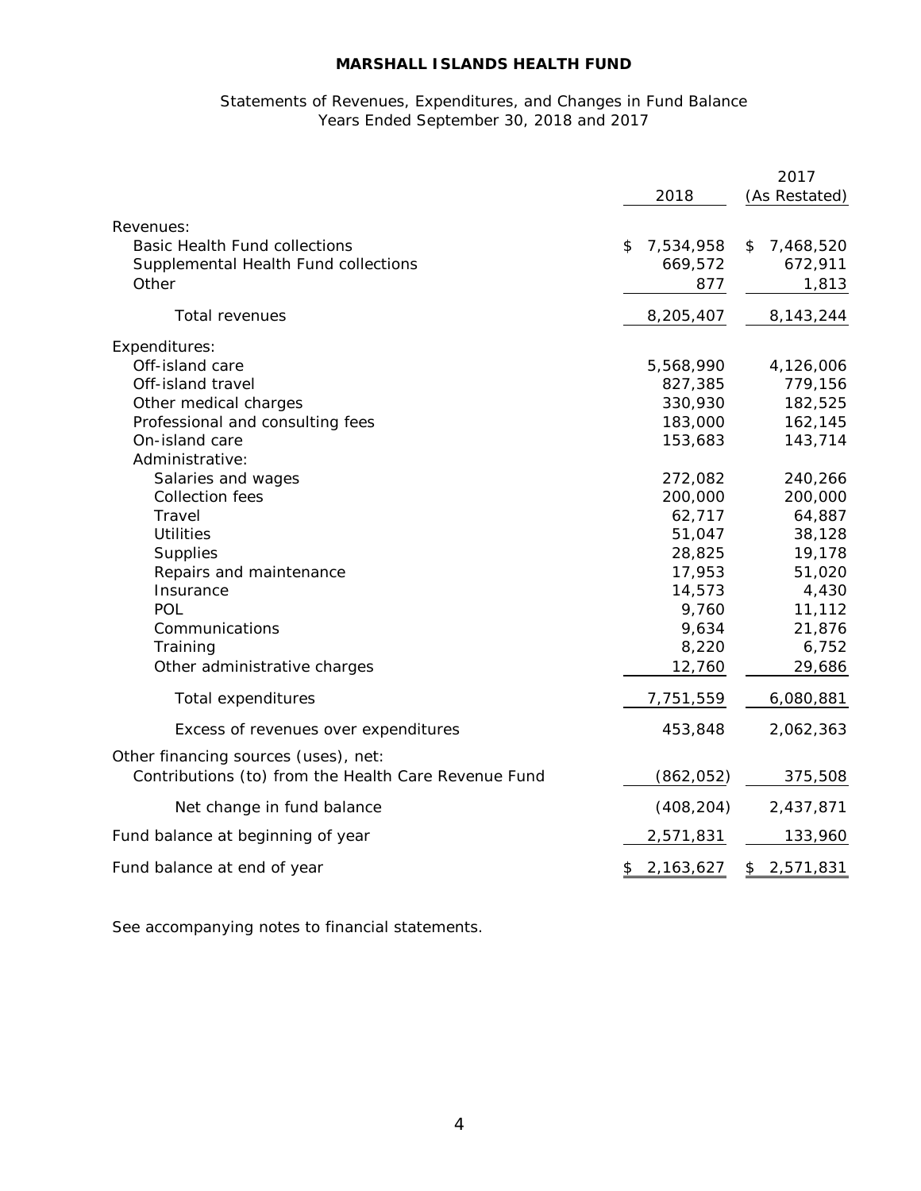**MARSHALL ISLANDS HEALTH FUND**

Statements of Revenues, Expenditures, and Changes in Fund Balance
Years Ended September 30, 2018 and 2017

| | 2018 | 2017 (As Restated) |
|---|---|---|
| Revenues: | | |
| Basic Health Fund collections | $ 7,534,958 | $ 7,468,520 |
| Supplemental Health Fund collections | 669,572 | 672,911 |
| Other | 877 | 1,813 |
| Total revenues | 8,205,407 | 8,143,244 |
| Expenditures: | | |
| Off-island care | 5,568,990 | 4,126,006 |
| Off-island travel | 827,385 | 779,156 |
| Other medical charges | 330,930 | 182,525 |
| Professional and consulting fees | 183,000 | 162,145 |
| On-island care | 153,683 | 143,714 |
| Administrative: | | |
| Salaries and wages | 272,082 | 240,266 |
| Collection fees | 200,000 | 200,000 |
| Travel | 62,717 | 64,887 |
| Utilities | 51,047 | 38,128 |
| Supplies | 28,825 | 19,178 |
| Repairs and maintenance | 17,953 | 51,020 |
| Insurance | 14,573 | 4,430 |
| POL | 9,760 | 11,112 |
| Communications | 9,634 | 21,876 |
| Training | 8,220 | 6,752 |
| Other administrative charges | 12,760 | 29,686 |
| Total expenditures | 7,751,559 | 6,080,881 |
| Excess of revenues over expenditures | 453,848 | 2,062,363 |
| Other financing sources (uses), net: | | |
| Contributions (to) from the Health Care Revenue Fund | (862,052) | 375,508 |
| Net change in fund balance | (408,204) | 2,437,871 |
| Fund balance at beginning of year | 2,571,831 | 133,960 |
| Fund balance at end of year | $ 2,163,627 | $ 2,571,831 |

See accompanying notes to financial statements.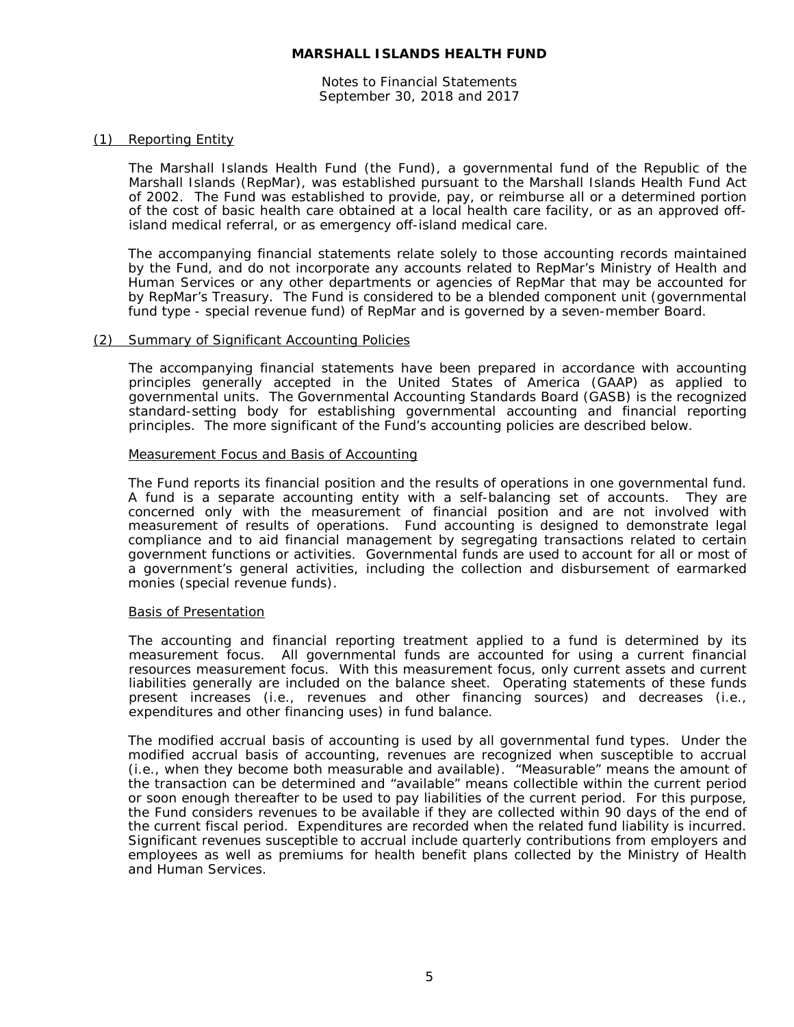# MARSHALL ISLANDS HEALTH FUND

Notes to Financial Statements
September 30, 2018 and 2017

## (1) Reporting Entity

The Marshall Islands Health Fund (the Fund), a governmental fund of the Republic of the Marshall Islands (RepMar), was established pursuant to the Marshall Islands Health Fund Act of 2002. The Fund was established to provide, pay, or reimburse all or a determined portion of the cost of basic health care obtained at a local health care facility, or as an approved off-island medical referral, or as emergency off-island medical care.

The accompanying financial statements relate solely to those accounting records maintained by the Fund, and do not incorporate any accounts related to RepMar's Ministry of Health and Human Services or any other departments or agencies of RepMar that may be accounted for by RepMar's Treasury. The Fund is considered to be a blended component unit (governmental fund type - special revenue fund) of RepMar and is governed by a seven-member Board.

## (2) Summary of Significant Accounting Policies

The accompanying financial statements have been prepared in accordance with accounting principles generally accepted in the United States of America (GAAP) as applied to governmental units. The Governmental Accounting Standards Board (GASB) is the recognized standard-setting body for establishing governmental accounting and financial reporting principles. The more significant of the Fund's accounting policies are described below.

### Measurement Focus and Basis of Accounting

The Fund reports its financial position and the results of operations in one governmental fund. A fund is a separate accounting entity with a self-balancing set of accounts. They are concerned only with the measurement of financial position and are not involved with measurement of results of operations. Fund accounting is designed to demonstrate legal compliance and to aid financial management by segregating transactions related to certain government functions or activities. Governmental funds are used to account for all or most of a government's general activities, including the collection and disbursement of earmarked monies (special revenue funds).

### Basis of Presentation

The accounting and financial reporting treatment applied to a fund is determined by its measurement focus. All governmental funds are accounted for using a current financial resources measurement focus. With this measurement focus, only current assets and current liabilities generally are included on the balance sheet. Operating statements of these funds present increases (i.e., revenues and other financing sources) and decreases (i.e., expenditures and other financing uses) in fund balance.

The modified accrual basis of accounting is used by all governmental fund types. Under the modified accrual basis of accounting, revenues are recognized when susceptible to accrual (i.e., when they become both measurable and available). "Measurable" means the amount of the transaction can be determined and "available" means collectible within the current period or soon enough thereafter to be used to pay liabilities of the current period. For this purpose, the Fund considers revenues to be available if they are collected within 90 days of the end of the current fiscal period. Expenditures are recorded when the related fund liability is incurred. Significant revenues susceptible to accrual include quarterly contributions from employers and employees as well as premiums for health benefit plans collected by the Ministry of Health and Human Services.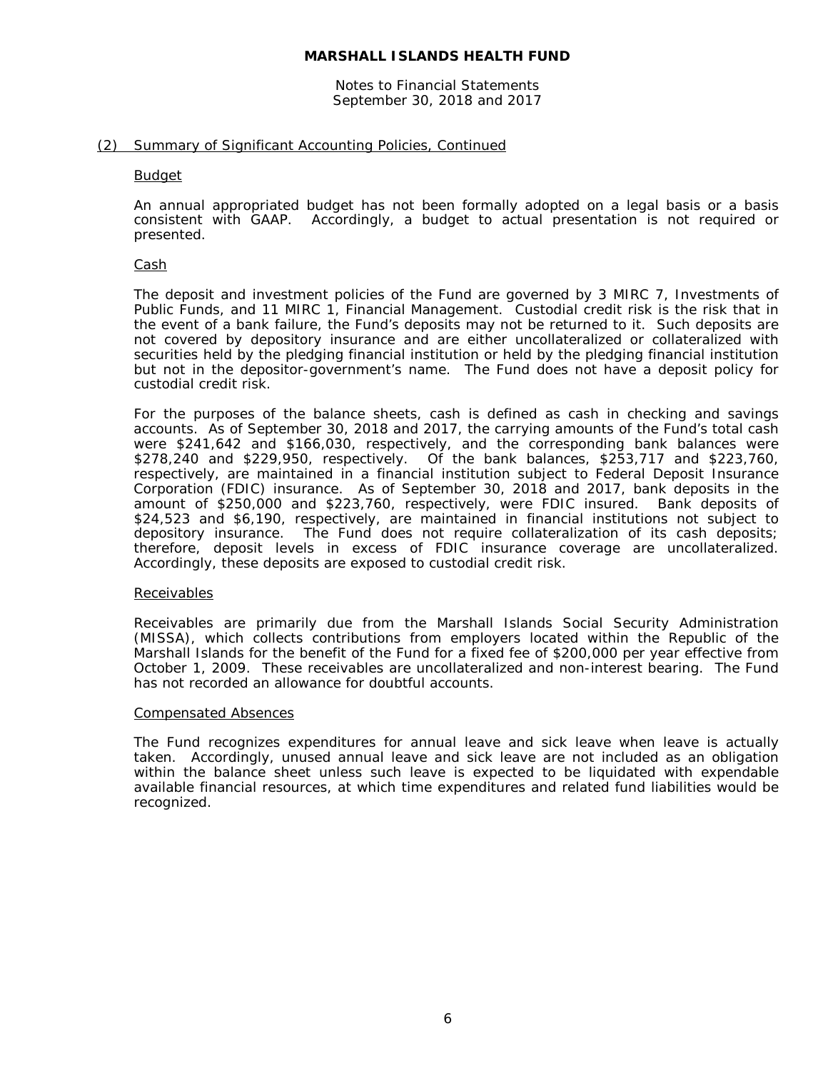## MARSHALL ISLANDS HEALTH FUND

Notes to Financial Statements
September 30, 2018 and 2017

### (2) Summary of Significant Accounting Policies, Continued

#### Budget

An annual appropriated budget has not been formally adopted on a legal basis or a basis consistent with GAAP. Accordingly, a budget to actual presentation is not required or presented.

#### Cash

The deposit and investment policies of the Fund are governed by 3 MIRC 7, Investments of Public Funds, and 11 MIRC 1, Financial Management. Custodial credit risk is the risk that in the event of a bank failure, the Fund's deposits may not be returned to it. Such deposits are not covered by depository insurance and are either uncollateralized or collateralized with securities held by the pledging financial institution or held by the pledging financial institution but not in the depositor-government's name. The Fund does not have a deposit policy for custodial credit risk.

For the purposes of the balance sheets, cash is defined as cash in checking and savings accounts. As of September 30, 2018 and 2017, the carrying amounts of the Fund's total cash were $241,642 and $166,030, respectively, and the corresponding bank balances were $278,240 and $229,950, respectively. Of the bank balances, $253,717 and $223,760, respectively, are maintained in a financial institution subject to Federal Deposit Insurance Corporation (FDIC) insurance. As of September 30, 2018 and 2017, bank deposits in the amount of $250,000 and $223,760, respectively, were FDIC insured. Bank deposits of $24,523 and $6,190, respectively, are maintained in financial institutions not subject to depository insurance. The Fund does not require collateralization of its cash deposits; therefore, deposit levels in excess of FDIC insurance coverage are uncollateralized. Accordingly, these deposits are exposed to custodial credit risk.

#### Receivables

Receivables are primarily due from the Marshall Islands Social Security Administration (MISSA), which collects contributions from employers located within the Republic of the Marshall Islands for the benefit of the Fund for a fixed fee of $200,000 per year effective from October 1, 2009. These receivables are uncollateralized and non-interest bearing. The Fund has not recorded an allowance for doubtful accounts.

#### Compensated Absences

The Fund recognizes expenditures for annual leave and sick leave when leave is actually taken. Accordingly, unused annual leave and sick leave are not included as an obligation within the balance sheet unless such leave is expected to be liquidated with expendable available financial resources, at which time expenditures and related fund liabilities would be recognized.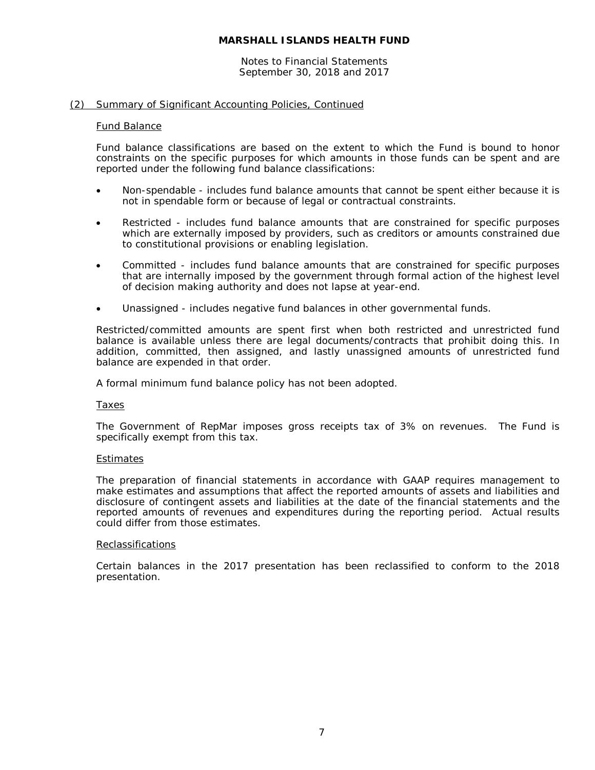## (2) Summary of Significant Accounting Policies, Continued

### Fund Balance

Fund balance classifications are based on the extent to which the Fund is bound to honor constraints on the specific purposes for which amounts in those funds can be spent and are reported under the following fund balance classifications:

- Non-spendable - includes fund balance amounts that cannot be spent either because it is not in spendable form or because of legal or contractual constraints.
- Restricted - includes fund balance amounts that are constrained for specific purposes which are externally imposed by providers, such as creditors or amounts constrained due to constitutional provisions or enabling legislation.
- Committed - includes fund balance amounts that are constrained for specific purposes that are internally imposed by the government through formal action of the highest level of decision making authority and does not lapse at year-end.
- Unassigned - includes negative fund balances in other governmental funds.

Restricted/committed amounts are spent first when both restricted and unrestricted fund balance is available unless there are legal documents/contracts that prohibit doing this. In addition, committed, then assigned, and lastly unassigned amounts of unrestricted fund balance are expended in that order.

A formal minimum fund balance policy has not been adopted.

### Taxes

The Government of RepMar imposes gross receipts tax of 3% on revenues. The Fund is specifically exempt from this tax.

### Estimates

The preparation of financial statements in accordance with GAAP requires management to make estimates and assumptions that affect the reported amounts of assets and liabilities and disclosure of contingent assets and liabilities at the date of the financial statements and the reported amounts of revenues and expenditures during the reporting period. Actual results could differ from those estimates.

### Reclassifications

Certain balances in the 2017 presentation has been reclassified to conform to the 2018 presentation.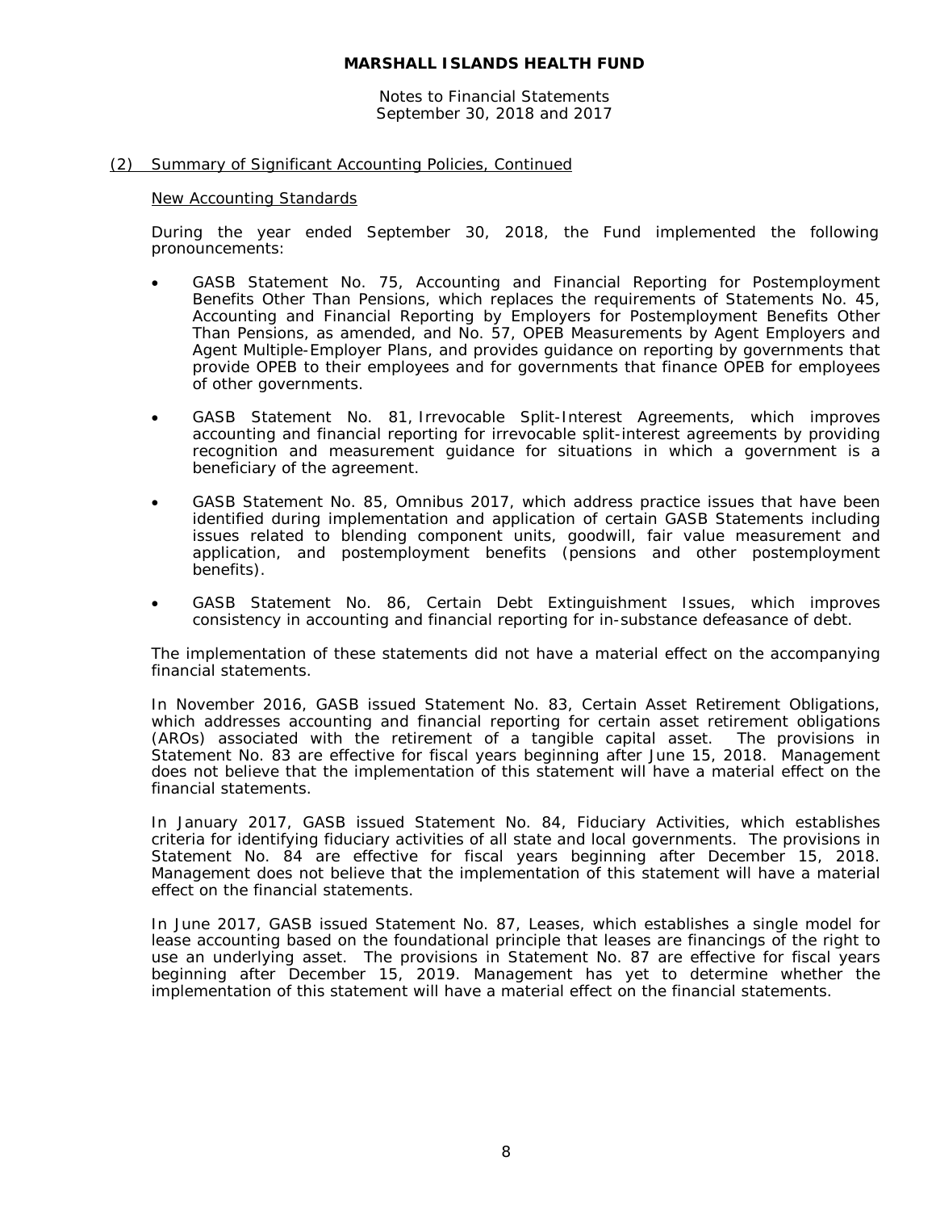## (2) Summary of Significant Accounting Policies, Continued

### New Accounting Standards

During the year ended September 30, 2018, the Fund implemented the following pronouncements:

- GASB Statement No. 75, Accounting and Financial Reporting for Postemployment Benefits Other Than Pensions, which replaces the requirements of Statements No. 45, Accounting and Financial Reporting by Employers for Postemployment Benefits Other Than Pensions, as amended, and No. 57, OPEB Measurements by Agent Employers and Agent Multiple-Employer Plans, and provides guidance on reporting by governments that provide OPEB to their employees and for governments that finance OPEB for employees of other governments.

- GASB Statement No. 81, Irrevocable Split-Interest Agreements, which improves accounting and financial reporting for irrevocable split-interest agreements by providing recognition and measurement guidance for situations in which a government is a beneficiary of the agreement.

- GASB Statement No. 85, Omnibus 2017, which address practice issues that have been identified during implementation and application of certain GASB Statements including issues related to blending component units, goodwill, fair value measurement and application, and postemployment benefits (pensions and other postemployment benefits).

- GASB Statement No. 86, Certain Debt Extinguishment Issues, which improves consistency in accounting and financial reporting for in-substance defeasance of debt.

The implementation of these statements did not have a material effect on the accompanying financial statements.

In November 2016, GASB issued Statement No. 83, Certain Asset Retirement Obligations, which addresses accounting and financial reporting for certain asset retirement obligations (AROs) associated with the retirement of a tangible capital asset. The provisions in Statement No. 83 are effective for fiscal years beginning after June 15, 2018. Management does not believe that the implementation of this statement will have a material effect on the financial statements.

In January 2017, GASB issued Statement No. 84, Fiduciary Activities, which establishes criteria for identifying fiduciary activities of all state and local governments. The provisions in Statement No. 84 are effective for fiscal years beginning after December 15, 2018. Management does not believe that the implementation of this statement will have a material effect on the financial statements.

In June 2017, GASB issued Statement No. 87, Leases, which establishes a single model for lease accounting based on the foundational principle that leases are financings of the right to use an underlying asset. The provisions in Statement No. 87 are effective for fiscal years beginning after December 15, 2019. Management has yet to determine whether the implementation of this statement will have a material effect on the financial statements.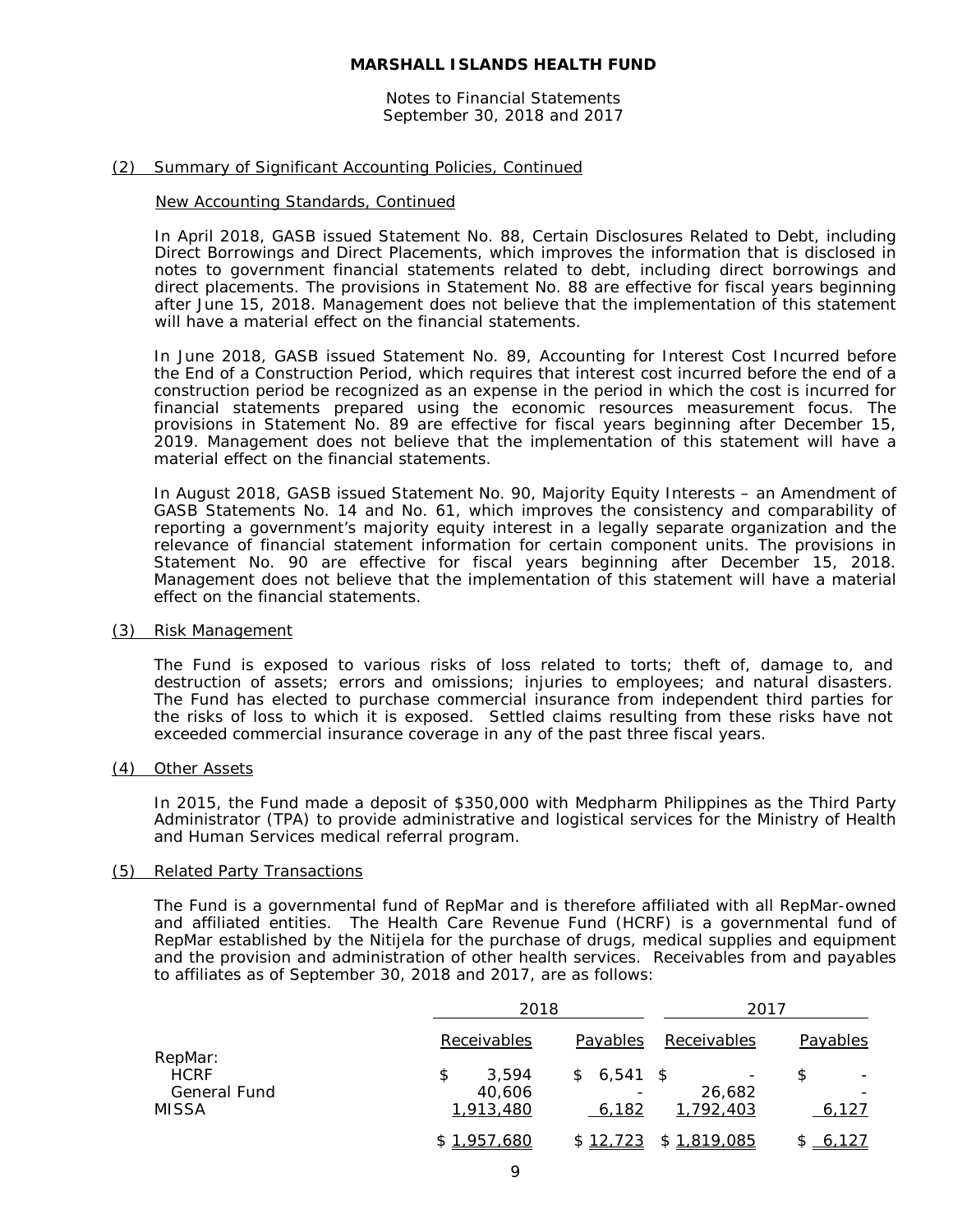# MARSHALL ISLANDS HEALTH FUND

Notes to Financial Statements
September 30, 2018 and 2017

## (2) Summary of Significant Accounting Policies, Continued

### New Accounting Standards, Continued

In April 2018, GASB issued Statement No. 88, Certain Disclosures Related to Debt, including Direct Borrowings and Direct Placements, which improves the information that is disclosed in notes to government financial statements related to debt, including direct borrowings and direct placements. The provisions in Statement No. 88 are effective for fiscal years beginning after June 15, 2018. Management does not believe that the implementation of this statement will have a material effect on the financial statements.

In June 2018, GASB issued Statement No. 89, Accounting for Interest Cost Incurred before the End of a Construction Period, which requires that interest cost incurred before the end of a construction period be recognized as an expense in the period in which the cost is incurred for financial statements prepared using the economic resources measurement focus. The provisions in Statement No. 89 are effective for fiscal years beginning after December 15, 2019. Management does not believe that the implementation of this statement will have a material effect on the financial statements.

In August 2018, GASB issued Statement No. 90, Majority Equity Interests – an Amendment of GASB Statements No. 14 and No. 61, which improves the consistency and comparability of reporting a government's majority equity interest in a legally separate organization and the relevance of financial statement information for certain component units. The provisions in Statement No. 90 are effective for fiscal years beginning after December 15, 2018. Management does not believe that the implementation of this statement will have a material effect on the financial statements.

## (3) Risk Management

The Fund is exposed to various risks of loss related to torts; theft of, damage to, and destruction of assets; errors and omissions; injuries to employees; and natural disasters. The Fund has elected to purchase commercial insurance from independent third parties for the risks of loss to which it is exposed. Settled claims resulting from these risks have not exceeded commercial insurance coverage in any of the past three fiscal years.

## (4) Other Assets

In 2015, the Fund made a deposit of $350,000 with Medpharm Philippines as the Third Party Administrator (TPA) to provide administrative and logistical services for the Ministry of Health and Human Services medical referral program.

## (5) Related Party Transactions

The Fund is a governmental fund of RepMar and is therefore affiliated with all RepMar-owned and affiliated entities. The Health Care Revenue Fund (HCRF) is a governmental fund of RepMar established by the Nitijela for the purchase of drugs, medical supplies and equipment and the provision and administration of other health services. Receivables from and payables to affiliates as of September 30, 2018 and 2017, are as follows:

| | 2018 | | 2017 | |
|---|---|---|---|---|
| | Receivables | Payables | Receivables | Payables |
| RepMar: | | | | |
| HCRF | $ 3,594 | $ 6,541 | $ - | $ - |
| General Fund | 40,606 | - | 26,682 | - |
| MISSA | 1,913,480 | 6,182 | 1,792,403 | 6,127 |
| | $ 1,957,680 | $ 12,723 | $ 1,819,085 | $ 6,127 |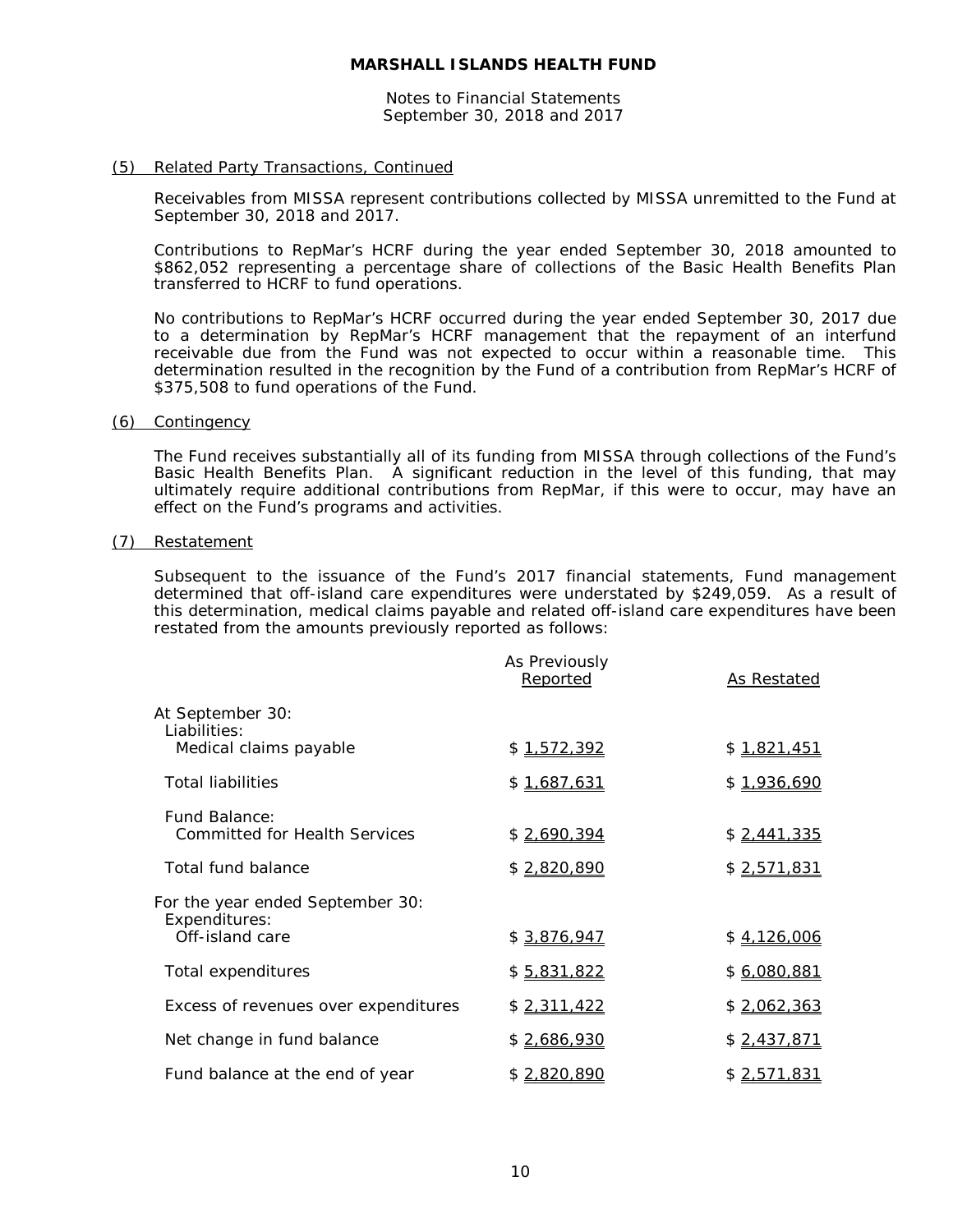## MARSHALL ISLANDS HEALTH FUND

Notes to Financial Statements
September 30, 2018 and 2017

### (5) Related Party Transactions, Continued

Receivables from MISSA represent contributions collected by MISSA unremitted to the Fund at September 30, 2018 and 2017.

Contributions to RepMar's HCRF during the year ended September 30, 2018 amounted to $862,052 representing a percentage share of collections of the Basic Health Benefits Plan transferred to HCRF to fund operations.

No contributions to RepMar's HCRF occurred during the year ended September 30, 2017 due to a determination by RepMar's HCRF management that the repayment of an interfund receivable due from the Fund was not expected to occur within a reasonable time. This determination resulted in the recognition by the Fund of a contribution from RepMar's HCRF of $375,508 to fund operations of the Fund.

### (6) Contingency

The Fund receives substantially all of its funding from MISSA through collections of the Fund's Basic Health Benefits Plan. A significant reduction in the level of this funding, that may ultimately require additional contributions from RepMar, if this were to occur, may have an effect on the Fund's programs and activities.

### (7) Restatement

Subsequent to the issuance of the Fund's 2017 financial statements, Fund management determined that off-island care expenditures were understated by $249,059. As a result of this determination, medical claims payable and related off-island care expenditures have been restated from the amounts previously reported as follows:

| | As Previously Reported | As Restated |
|---|---|---|
| At September 30: | | |
| Liabilities: | | |
| Medical claims payable | $ 1,572,392 | $ 1,821,451 |
| Total liabilities | $ 1,687,631 | $ 1,936,690 |
| Fund Balance: | | |
| Committed for Health Services | $ 2,690,394 | $ 2,441,335 |
| Total fund balance | $ 2,820,890 | $ 2,571,831 |
| For the year ended September 30: | | |
| Expenditures: | | |
| Off-island care | $ 3,876,947 | $ 4,126,006 |
| Total expenditures | $ 5,831,822 | $ 6,080,881 |
| Excess of revenues over expenditures | $ 2,311,422 | $ 2,062,363 |
| Net change in fund balance | $ 2,686,930 | $ 2,437,871 |
| Fund balance at the end of year | $ 2,820,890 | $ 2,571,831 |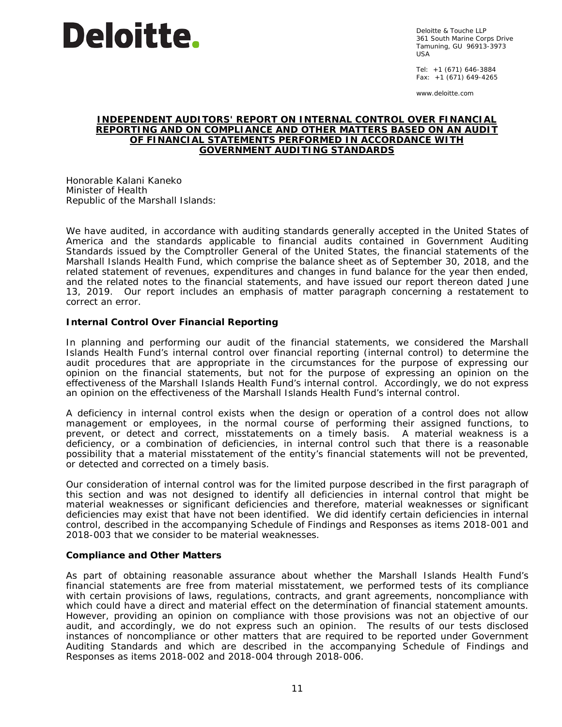Deloitte.

Deloitte & Touche LLP
361 South Marine Corps Drive
Tamuning, GU 96913-3973
USA

Tel: +1 (671) 646-3884
Fax: +1 (671) 649-4265

www.deloitte.com

# INDEPENDENT AUDITORS' REPORT ON INTERNAL CONTROL OVER FINANCIAL REPORTING AND ON COMPLIANCE AND OTHER MATTERS BASED ON AN AUDIT OF FINANCIAL STATEMENTS PERFORMED IN ACCORDANCE WITH *GOVERNMENT AUDITING STANDARDS*

Honorable Kalani Kaneko
Minister of Health
Republic of the Marshall Islands:

We have audited, in accordance with auditing standards generally accepted in the United States of America and the standards applicable to financial audits contained in *Government Auditing Standards* issued by the Comptroller General of the United States, the financial statements of the Marshall Islands Health Fund, which comprise the balance sheet as of September 30, 2018, and the related statement of revenues, expenditures and changes in fund balance for the year then ended, and the related notes to the financial statements, and have issued our report thereon dated June 13, 2019. Our report includes an emphasis of matter paragraph concerning a restatement to correct an error.

## Internal Control Over Financial Reporting

In planning and performing our audit of the financial statements, we considered the Marshall Islands Health Fund's internal control over financial reporting (internal control) to determine the audit procedures that are appropriate in the circumstances for the purpose of expressing our opinion on the financial statements, but not for the purpose of expressing an opinion on the effectiveness of the Marshall Islands Health Fund's internal control. Accordingly, we do not express an opinion on the effectiveness of the Marshall Islands Health Fund's internal control.

A *deficiency in internal control* exists when the design or operation of a control does not allow management or employees, in the normal course of performing their assigned functions, to prevent, or detect and correct, misstatements on a timely basis. A *material weakness* is a deficiency, or a combination of deficiencies, in internal control such that there is a reasonable possibility that a material misstatement of the entity's financial statements will not be prevented, or detected and corrected on a timely basis.

Our consideration of internal control was for the limited purpose described in the first paragraph of this section and was not designed to identify all deficiencies in internal control that might be material weaknesses or significant deficiencies and therefore, material weaknesses or significant deficiencies may exist that have not been identified. We did identify certain deficiencies in internal control, described in the accompanying Schedule of Findings and Responses as items 2018-001 and 2018-003 that we consider to be material weaknesses.

## Compliance and Other Matters

As part of obtaining reasonable assurance about whether the Marshall Islands Health Fund's financial statements are free from material misstatement, we performed tests of its compliance with certain provisions of laws, regulations, contracts, and grant agreements, noncompliance with which could have a direct and material effect on the determination of financial statement amounts. However, providing an opinion on compliance with those provisions was not an objective of our audit, and accordingly, we do not express such an opinion. The results of our tests disclosed instances of noncompliance or other matters that are required to be reported under *Government Auditing Standards* and which are described in the accompanying Schedule of Findings and Responses as items 2018-002 and 2018-004 through 2018-006.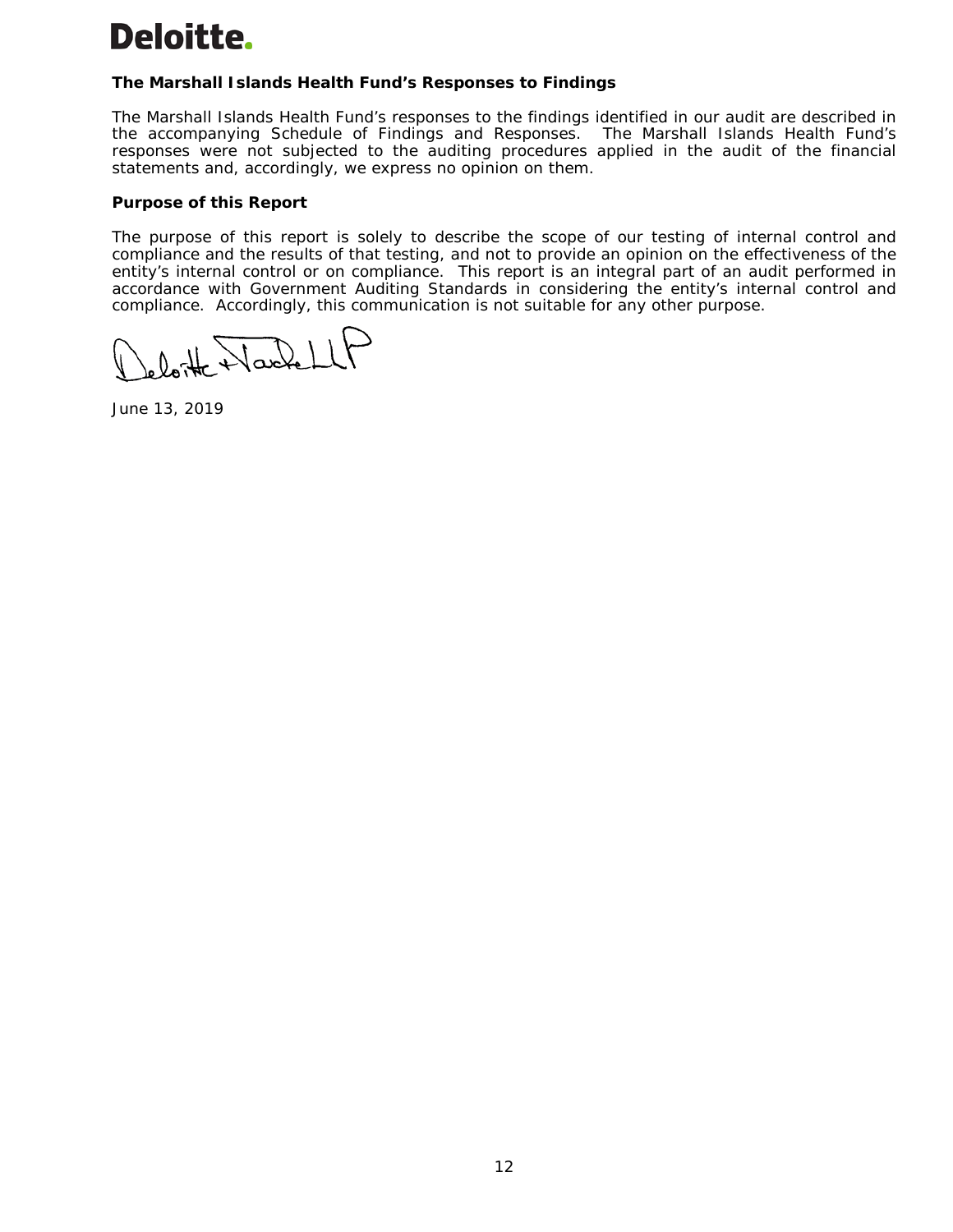**Deloitte.**

**The Marshall Islands Health Fund's Responses to Findings**

The Marshall Islands Health Fund's responses to the findings identified in our audit are described in the accompanying Schedule of Findings and Responses. The Marshall Islands Health Fund's responses were not subjected to the auditing procedures applied in the audit of the financial statements and, accordingly, we express no opinion on them.

**Purpose of this Report**

The purpose of this report is solely to describe the scope of our testing of internal control and compliance and the results of that testing, and not to provide an opinion on the effectiveness of the entity's internal control or on compliance. This report is an integral part of an audit performed in accordance with Government Auditing Standards in considering the entity's internal control and compliance. Accordingly, this communication is not suitable for any other purpose.

Deloitte + Touche LLP

June 13, 2019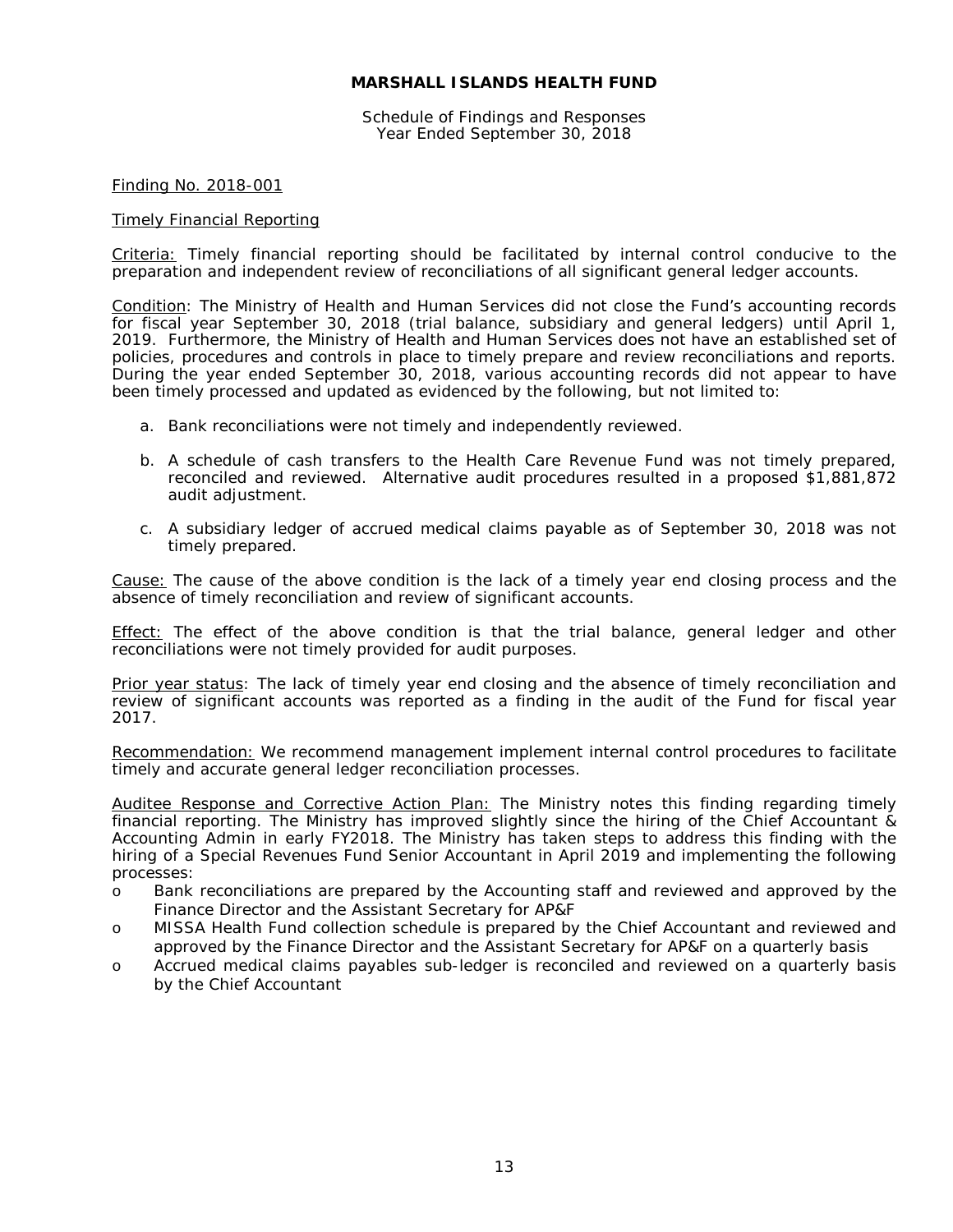**MARSHALL ISLANDS HEALTH FUND**

Schedule of Findings and Responses
Year Ended September 30, 2018

Finding No. 2018-001

Timely Financial Reporting

Criteria: Timely financial reporting should be facilitated by internal control conducive to the preparation and independent review of reconciliations of all significant general ledger accounts.

Condition: The Ministry of Health and Human Services did not close the Fund's accounting records for fiscal year September 30, 2018 (trial balance, subsidiary and general ledgers) until April 1, 2019. Furthermore, the Ministry of Health and Human Services does not have an established set of policies, procedures and controls in place to timely prepare and review reconciliations and reports. During the year ended September 30, 2018, various accounting records did not appear to have been timely processed and updated as evidenced by the following, but not limited to:

a. Bank reconciliations were not timely and independently reviewed.

b. A schedule of cash transfers to the Health Care Revenue Fund was not timely prepared, reconciled and reviewed. Alternative audit procedures resulted in a proposed $1,881,872 audit adjustment.

c. A subsidiary ledger of accrued medical claims payable as of September 30, 2018 was not timely prepared.

Cause: The cause of the above condition is the lack of a timely year end closing process and the absence of timely reconciliation and review of significant accounts.

Effect: The effect of the above condition is that the trial balance, general ledger and other reconciliations were not timely provided for audit purposes.

Prior year status: The lack of timely year end closing and the absence of timely reconciliation and review of significant accounts was reported as a finding in the audit of the Fund for fiscal year 2017.

Recommendation: We recommend management implement internal control procedures to facilitate timely and accurate general ledger reconciliation processes.

Auditee Response and Corrective Action Plan: The Ministry notes this finding regarding timely financial reporting. The Ministry has improved slightly since the hiring of the Chief Accountant & Accounting Admin in early FY2018. The Ministry has taken steps to address this finding with the hiring of a Special Revenues Fund Senior Accountant in April 2019 and implementing the following processes:

- Bank reconciliations are prepared by the Accounting staff and reviewed and approved by the Finance Director and the Assistant Secretary for AP&F
- MISSA Health Fund collection schedule is prepared by the Chief Accountant and reviewed and approved by the Finance Director and the Assistant Secretary for AP&F on a quarterly basis
- Accrued medical claims payables sub-ledger is reconciled and reviewed on a quarterly basis by the Chief Accountant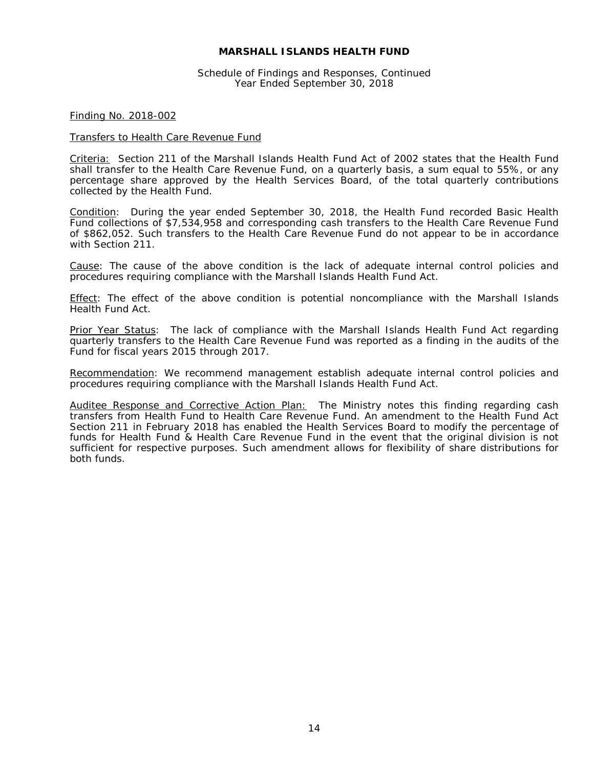# MARSHALL ISLANDS HEALTH FUND

Schedule of Findings and Responses, Continued
Year Ended September 30, 2018

Finding No. 2018-002

Transfers to Health Care Revenue Fund

Criteria: Section 211 of the Marshall Islands Health Fund Act of 2002 states that the Health Fund shall transfer to the Health Care Revenue Fund, on a quarterly basis, a sum equal to 55%, or any percentage share approved by the Health Services Board, of the total quarterly contributions collected by the Health Fund.

Condition: During the year ended September 30, 2018, the Health Fund recorded Basic Health Fund collections of $7,534,958 and corresponding cash transfers to the Health Care Revenue Fund of $862,052. Such transfers to the Health Care Revenue Fund do not appear to be in accordance with Section 211.

Cause: The cause of the above condition is the lack of adequate internal control policies and procedures requiring compliance with the Marshall Islands Health Fund Act.

Effect: The effect of the above condition is potential noncompliance with the Marshall Islands Health Fund Act.

Prior Year Status: The lack of compliance with the Marshall Islands Health Fund Act regarding quarterly transfers to the Health Care Revenue Fund was reported as a finding in the audits of the Fund for fiscal years 2015 through 2017.

Recommendation: We recommend management establish adequate internal control policies and procedures requiring compliance with the Marshall Islands Health Fund Act.

Auditee Response and Corrective Action Plan: The Ministry notes this finding regarding cash transfers from Health Fund to Health Care Revenue Fund. An amendment to the Health Fund Act Section 211 in February 2018 has enabled the Health Services Board to modify the percentage of funds for Health Fund & Health Care Revenue Fund in the event that the original division is not sufficient for respective purposes. Such amendment allows for flexibility of share distributions for both funds.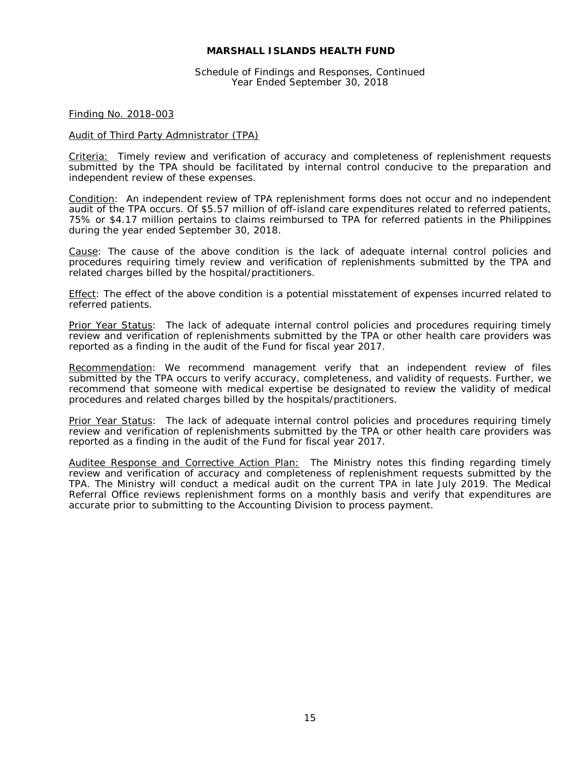**MARSHALL ISLANDS HEALTH FUND**

Schedule of Findings and Responses, Continued
Year Ended September 30, 2018

Finding No. 2018-003

Audit of Third Party Admnistrator (TPA)

Criteria: Timely review and verification of accuracy and completeness of replenishment requests submitted by the TPA should be facilitated by internal control conducive to the preparation and independent review of these expenses.

Condition: An independent review of TPA replenishment forms does not occur and no independent audit of the TPA occurs. Of $5.57 million of off-island care expenditures related to referred patients, 75% or $4.17 million pertains to claims reimbursed to TPA for referred patients in the Philippines during the year ended September 30, 2018.

Cause: The cause of the above condition is the lack of adequate internal control policies and procedures requiring timely review and verification of replenishments submitted by the TPA and related charges billed by the hospital/practitioners.

Effect: The effect of the above condition is a potential misstatement of expenses incurred related to referred patients.

Prior Year Status: The lack of adequate internal control policies and procedures requiring timely review and verification of replenishments submitted by the TPA or other health care providers was reported as a finding in the audit of the Fund for fiscal year 2017.

Recommendation: We recommend management verify that an independent review of files submitted by the TPA occurs to verify accuracy, completeness, and validity of requests. Further, we recommend that someone with medical expertise be designated to review the validity of medical procedures and related charges billed by the hospitals/practitioners.

Prior Year Status: The lack of adequate internal control policies and procedures requiring timely review and verification of replenishments submitted by the TPA or other health care providers was reported as a finding in the audit of the Fund for fiscal year 2017.

Auditee Response and Corrective Action Plan: The Ministry notes this finding regarding timely review and verification of accuracy and completeness of replenishment requests submitted by the TPA. The Ministry will conduct a medical audit on the current TPA in late July 2019. The Medical Referral Office reviews replenishment forms on a monthly basis and verify that expenditures are accurate prior to submitting to the Accounting Division to process payment.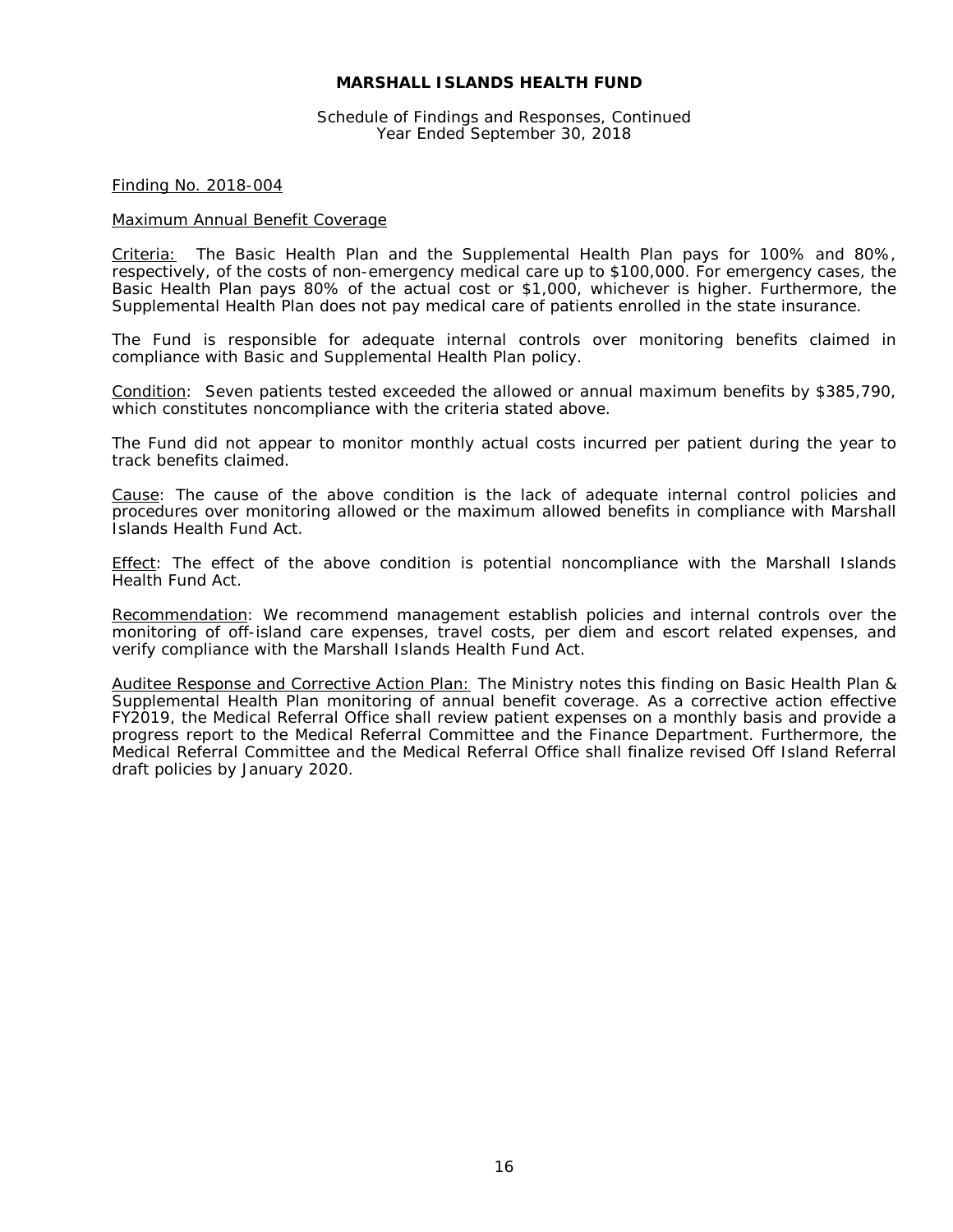# MARSHALL ISLANDS HEALTH FUND

Schedule of Findings and Responses, Continued
Year Ended September 30, 2018

Finding No. 2018-004

Maximum Annual Benefit Coverage

Criteria: The Basic Health Plan and the Supplemental Health Plan pays for 100% and 80%, respectively, of the costs of non-emergency medical care up to $100,000. For emergency cases, the Basic Health Plan pays 80% of the actual cost or $1,000, whichever is higher. Furthermore, the Supplemental Health Plan does not pay medical care of patients enrolled in the state insurance.

The Fund is responsible for adequate internal controls over monitoring benefits claimed in compliance with Basic and Supplemental Health Plan policy.

Condition: Seven patients tested exceeded the allowed or annual maximum benefits by $385,790, which constitutes noncompliance with the criteria stated above.

The Fund did not appear to monitor monthly actual costs incurred per patient during the year to track benefits claimed.

Cause: The cause of the above condition is the lack of adequate internal control policies and procedures over monitoring allowed or the maximum allowed benefits in compliance with Marshall Islands Health Fund Act.

Effect: The effect of the above condition is potential noncompliance with the Marshall Islands Health Fund Act.

Recommendation: We recommend management establish policies and internal controls over the monitoring of off-island care expenses, travel costs, per diem and escort related expenses, and verify compliance with the Marshall Islands Health Fund Act.

Auditee Response and Corrective Action Plan: The Ministry notes this finding on Basic Health Plan & Supplemental Health Plan monitoring of annual benefit coverage. As a corrective action effective FY2019, the Medical Referral Office shall review patient expenses on a monthly basis and provide a progress report to the Medical Referral Committee and the Finance Department. Furthermore, the Medical Referral Committee and the Medical Referral Office shall finalize revised Off Island Referral draft policies by January 2020.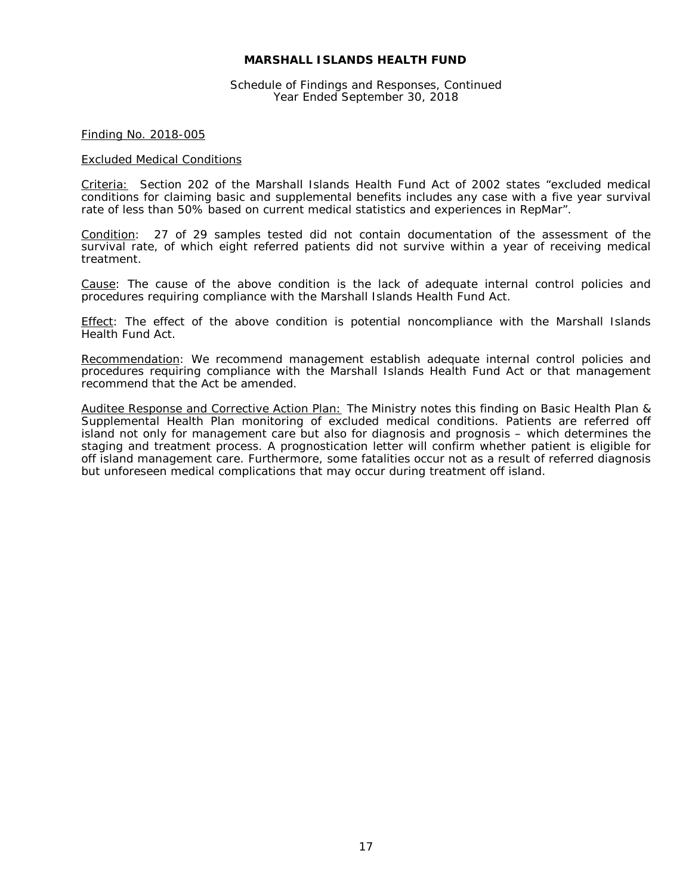# MARSHALL ISLANDS HEALTH FUND

Schedule of Findings and Responses, Continued
Year Ended September 30, 2018

Finding No. 2018-005

Excluded Medical Conditions

Criteria: Section 202 of the Marshall Islands Health Fund Act of 2002 states "excluded medical conditions for claiming basic and supplemental benefits includes any case with a five year survival rate of less than 50% based on current medical statistics and experiences in RepMar".

Condition: 27 of 29 samples tested did not contain documentation of the assessment of the survival rate, of which eight referred patients did not survive within a year of receiving medical treatment.

Cause: The cause of the above condition is the lack of adequate internal control policies and procedures requiring compliance with the Marshall Islands Health Fund Act.

Effect: The effect of the above condition is potential noncompliance with the Marshall Islands Health Fund Act.

Recommendation: We recommend management establish adequate internal control policies and procedures requiring compliance with the Marshall Islands Health Fund Act or that management recommend that the Act be amended.

Auditee Response and Corrective Action Plan: The Ministry notes this finding on Basic Health Plan & Supplemental Health Plan monitoring of excluded medical conditions. Patients are referred off island not only for management care but also for diagnosis and prognosis – which determines the staging and treatment process. A prognostication letter will confirm whether patient is eligible for off island management care. Furthermore, some fatalities occur not as a result of referred diagnosis but unforeseen medical complications that may occur during treatment off island.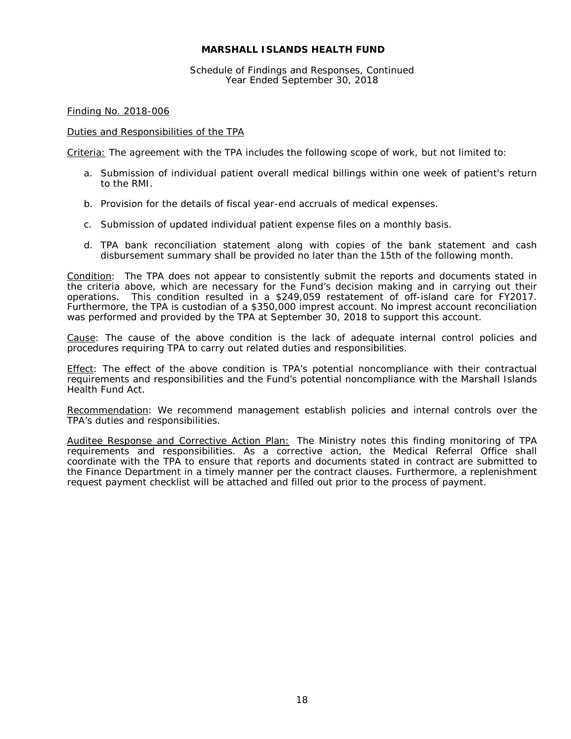**MARSHALL ISLANDS HEALTH FUND**

Schedule of Findings and Responses, Continued
Year Ended September 30, 2018

Finding No. 2018-006

Duties and Responsibilities of the TPA

Criteria: The agreement with the TPA includes the following scope of work, but not limited to:

a. Submission of individual patient overall medical billings within one week of patient's return to the RMI.

b. Provision for the details of fiscal year-end accruals of medical expenses.

c. Submission of updated individual patient expense files on a monthly basis.

d. TPA bank reconciliation statement along with copies of the bank statement and cash disbursement summary shall be provided no later than the 15th of the following month.

Condition: The TPA does not appear to consistently submit the reports and documents stated in the criteria above, which are necessary for the Fund's decision making and in carrying out their operations. This condition resulted in a $249,059 restatement of off-island care for FY2017. Furthermore, the TPA is custodian of a $350,000 imprest account. No imprest account reconciliation was performed and provided by the TPA at September 30, 2018 to support this account.

Cause: The cause of the above condition is the lack of adequate internal control policies and procedures requiring TPA to carry out related duties and responsibilities.

Effect: The effect of the above condition is TPA's potential noncompliance with their contractual requirements and responsibilities and the Fund's potential noncompliance with the Marshall Islands Health Fund Act.

Recommendation: We recommend management establish policies and internal controls over the TPA's duties and responsibilities.

Auditee Response and Corrective Action Plan: The Ministry notes this finding monitoring of TPA requirements and responsibilities. As a corrective action, the Medical Referral Office shall coordinate with the TPA to ensure that reports and documents stated in contract are submitted to the Finance Department in a timely manner per the contract clauses. Furthermore, a replenishment request payment checklist will be attached and filled out prior to the process of payment.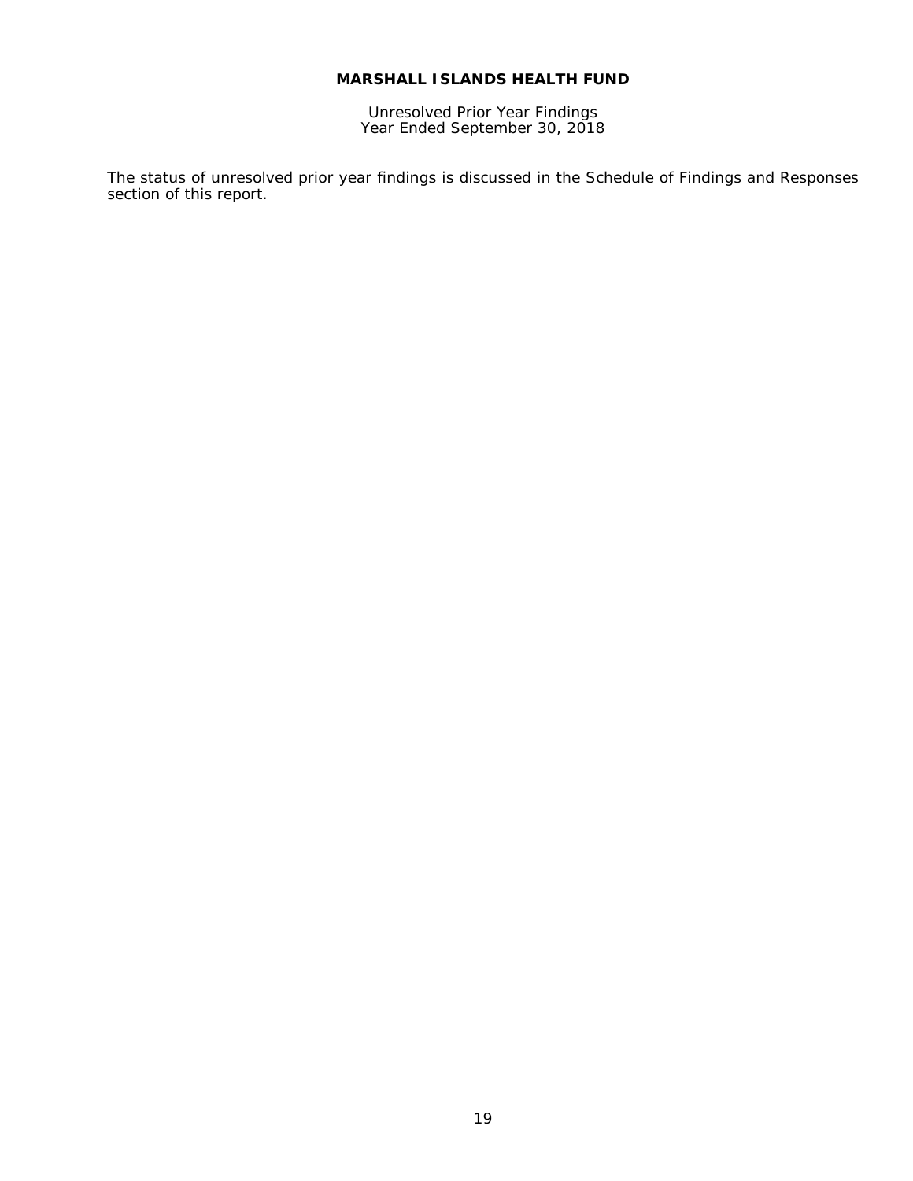# MARSHALL ISLANDS HEALTH FUND

Unresolved Prior Year Findings
Year Ended September 30, 2018

The status of unresolved prior year findings is discussed in the Schedule of Findings and Responses section of this report.